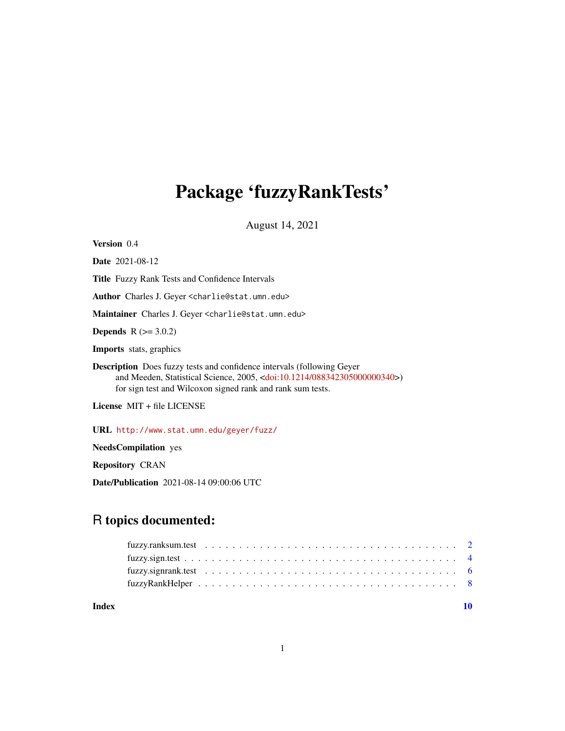# Package 'fuzzyRankTests'

August 14, 2021

**Version** 0.4

**Date** 2021-08-12

**Title** Fuzzy Rank Tests and Confidence Intervals

**Author** Charles J. Geyer <charlie@stat.umn.edu>

**Maintainer** Charles J. Geyer <charlie@stat.umn.edu>

**Depends** R (>= 3.0.2)

**Imports** stats, graphics

**Description** Does fuzzy tests and confidence intervals (following Geyer and Meeden, Statistical Science, 2005, <doi:10.1214/088342305000000340>) for sign test and Wilcoxon signed rank and rank sum tests.

**License** MIT + file LICENSE

**URL** http://www.stat.umn.edu/geyer/fuzz/

**NeedsCompilation** yes

**Repository** CRAN

**Date/Publication** 2021-08-14 09:00:06 UTC

## R topics documented:

- fuzzy.ranksum.test . . . . . . . . . . . . . . . . . . . . . . . . . . . . . . . . . . . . 2
- fuzzy.sign.test . . . . . . . . . . . . . . . . . . . . . . . . . . . . . . . . . . . . . . 4
- fuzzy.signrank.test . . . . . . . . . . . . . . . . . . . . . . . . . . . . . . . . . . . . 6
- fuzzyRankHelper . . . . . . . . . . . . . . . . . . . . . . . . . . . . . . . . . . . . . 8

**Index** **10**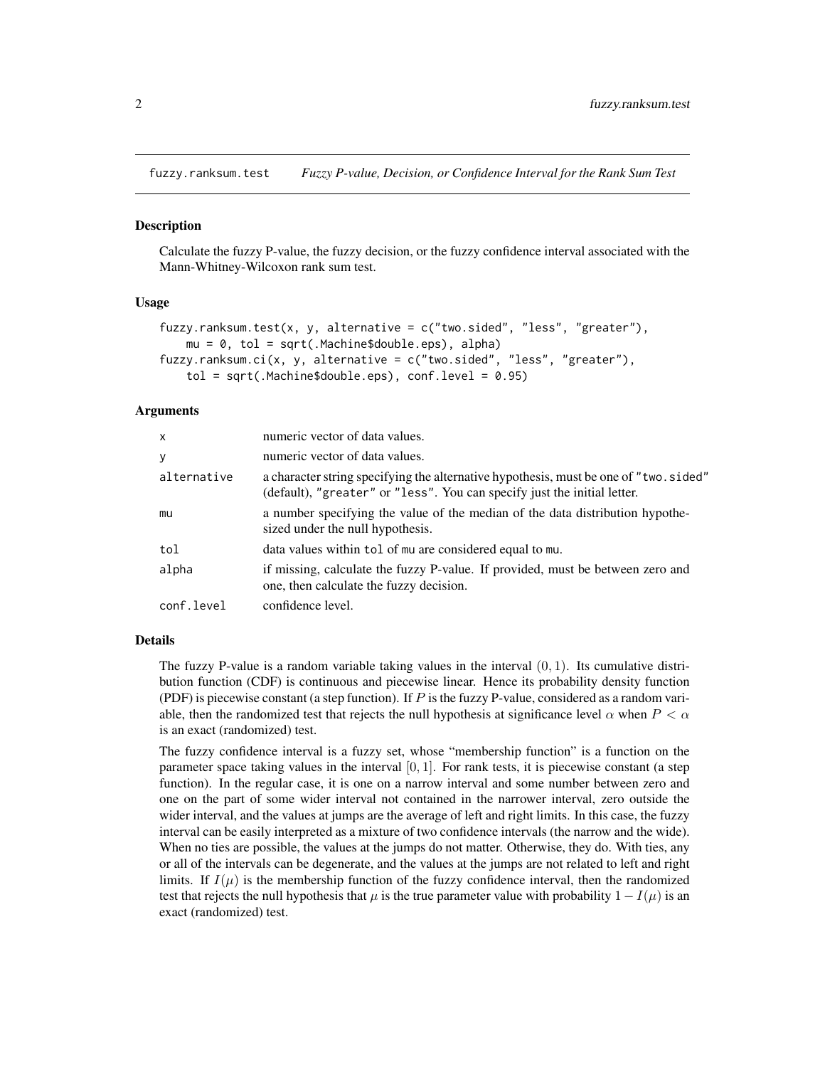## fuzzy.ranksum.test — *Fuzzy P-value, Decision, or Confidence Interval for the Rank Sum Test*

### Description

Calculate the fuzzy P-value, the fuzzy decision, or the fuzzy confidence interval associated with the Mann-Whitney-Wilcoxon rank sum test.

### Usage

```
fuzzy.ranksum.test(x, y, alternative = c("two.sided", "less", "greater"),
    mu = 0, tol = sqrt(.Machine$double.eps), alpha)
fuzzy.ranksum.ci(x, y, alternative = c("two.sided", "less", "greater"),
    tol = sqrt(.Machine$double.eps), conf.level = 0.95)
```

### Arguments

| | |
|---|---|
| `x` | numeric vector of data values. |
| `y` | numeric vector of data values. |
| `alternative` | a character string specifying the alternative hypothesis, must be one of `"two.sided"` (default), `"greater"` or `"less"`. You can specify just the initial letter. |
| `mu` | a number specifying the value of the median of the data distribution hypothesized under the null hypothesis. |
| `tol` | data values within `tol` of `mu` are considered equal to `mu`. |
| `alpha` | if missing, calculate the fuzzy P-value. If provided, must be between zero and one, then calculate the fuzzy decision. |
| `conf.level` | confidence level. |

### Details

The fuzzy P-value is a random variable taking values in the interval $(0, 1)$. Its cumulative distribution function (CDF) is continuous and piecewise linear. Hence its probability density function (PDF) is piecewise constant (a step function). If $P$ is the fuzzy P-value, considered as a random variable, then the randomized test that rejects the null hypothesis at significance level $\alpha$ when $P < \alpha$ is an exact (randomized) test.

The fuzzy confidence interval is a fuzzy set, whose "membership function" is a function on the parameter space taking values in the interval $[0, 1]$. For rank tests, it is piecewise constant (a step function). In the regular case, it is one on a narrow interval and some number between zero and one on the part of some wider interval not contained in the narrower interval, zero outside the wider interval, and the values at jumps are the average of left and right limits. In this case, the fuzzy interval can be easily interpreted as a mixture of two confidence intervals (the narrow and the wide). When no ties are possible, the values at the jumps do not matter. Otherwise, they do. With ties, any or all of the intervals can be degenerate, and the values at the jumps are not related to left and right limits. If $I(\mu)$ is the membership function of the fuzzy confidence interval, then the randomized test that rejects the null hypothesis that $\mu$ is the true parameter value with probability $1 - I(\mu)$ is an exact (randomized) test.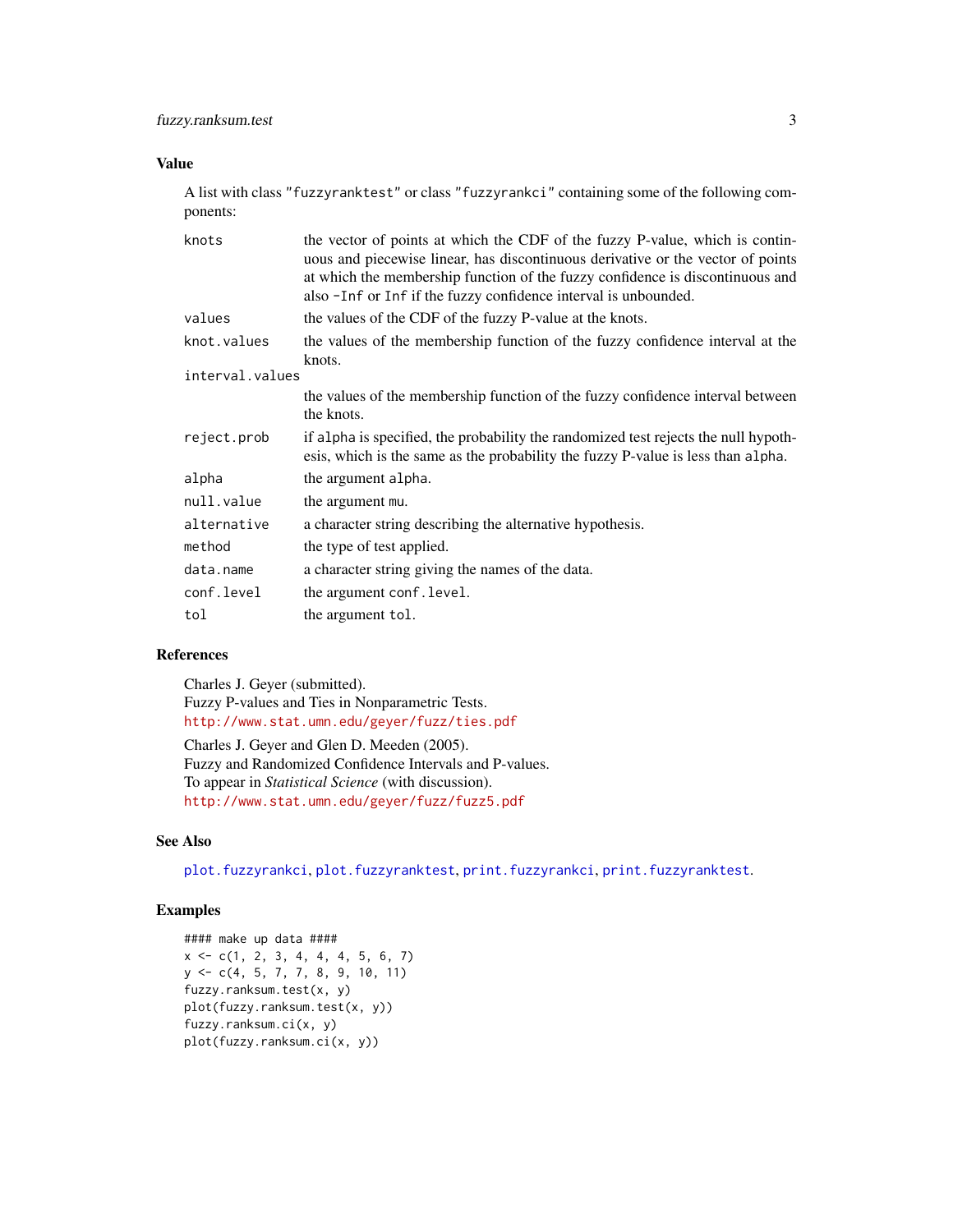## Value

A list with class "fuzzyranktest" or class "fuzzyrankci" containing some of the following components:

| | |
|---|---|
| knots | the vector of points at which the CDF of the fuzzy P-value, which is continuous and piecewise linear, has discontinuous derivative or the vector of points at which the membership function of the fuzzy confidence is discontinuous and also -Inf or Inf if the fuzzy confidence interval is unbounded. |
| values | the values of the CDF of the fuzzy P-value at the knots. |
| knot.values | the values of the membership function of the fuzzy confidence interval at the knots. |
| interval.values | the values of the membership function of the fuzzy confidence interval between the knots. |
| reject.prob | if alpha is specified, the probability the randomized test rejects the null hypothesis, which is the same as the probability the fuzzy P-value is less than alpha. |
| alpha | the argument alpha. |
| null.value | the argument mu. |
| alternative | a character string describing the alternative hypothesis. |
| method | the type of test applied. |
| data.name | a character string giving the names of the data. |
| conf.level | the argument conf.level. |
| tol | the argument tol. |

## References

Charles J. Geyer (submitted).
Fuzzy P-values and Ties in Nonparametric Tests.
http://www.stat.umn.edu/geyer/fuzz/ties.pdf

Charles J. Geyer and Glen D. Meeden (2005).
Fuzzy and Randomized Confidence Intervals and P-values.
To appear in *Statistical Science* (with discussion).
http://www.stat.umn.edu/geyer/fuzz/fuzz5.pdf

## See Also

plot.fuzzyrankci, plot.fuzzyranktest, print.fuzzyrankci, print.fuzzyranktest.

## Examples

```
#### make up data ####
x <- c(1, 2, 3, 4, 4, 4, 5, 6, 7)
y <- c(4, 5, 7, 7, 8, 9, 10, 11)
fuzzy.ranksum.test(x, y)
plot(fuzzy.ranksum.test(x, y))
fuzzy.ranksum.ci(x, y)
plot(fuzzy.ranksum.ci(x, y))
```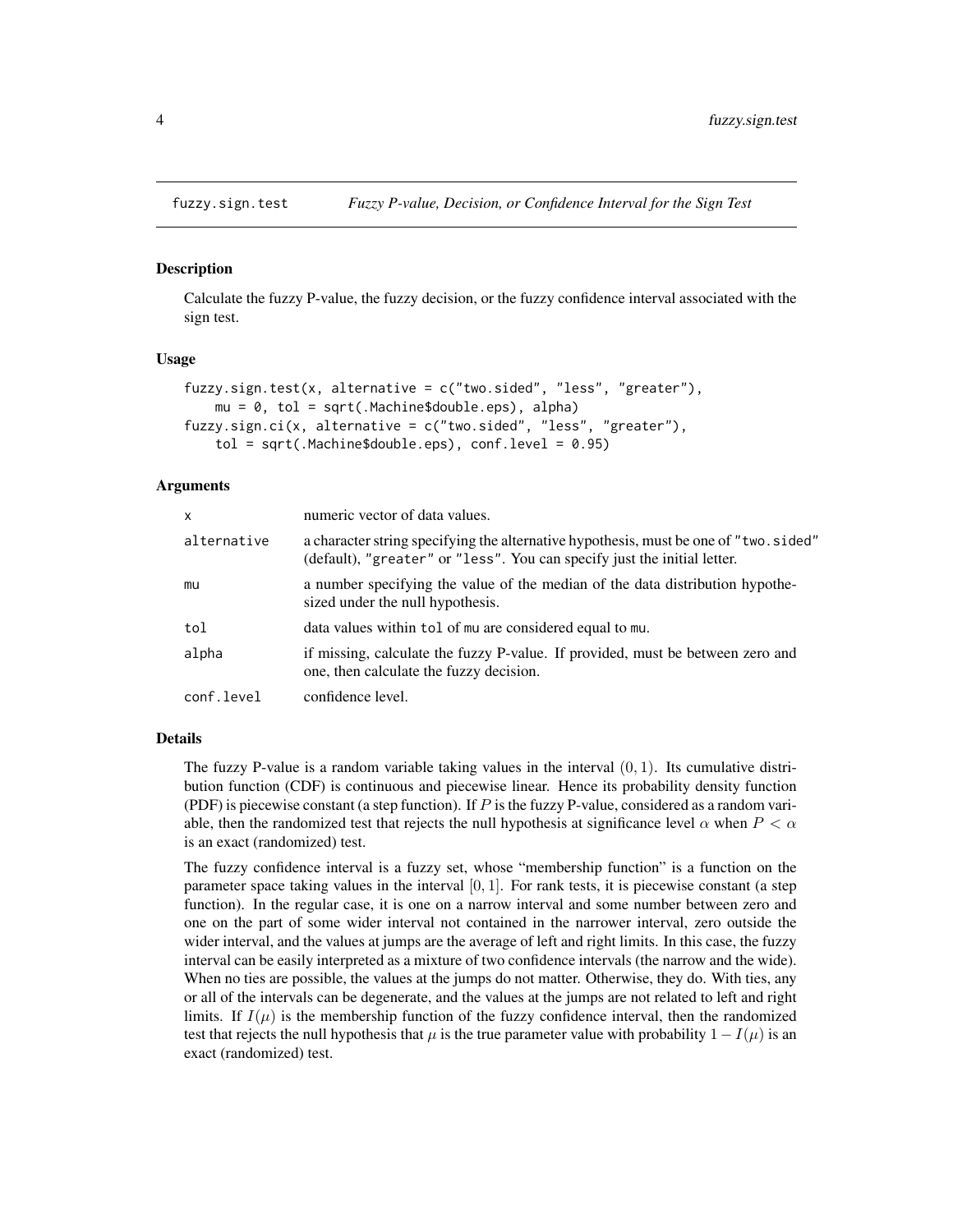fuzzy.sign.test *Fuzzy P-value, Decision, or Confidence Interval for the Sign Test*

## Description

Calculate the fuzzy P-value, the fuzzy decision, or the fuzzy confidence interval associated with the sign test.

## Usage

```
fuzzy.sign.test(x, alternative = c("two.sided", "less", "greater"),
    mu = 0, tol = sqrt(.Machine$double.eps), alpha)
fuzzy.sign.ci(x, alternative = c("two.sided", "less", "greater"),
    tol = sqrt(.Machine$double.eps), conf.level = 0.95)
```

## Arguments

| | |
|---|---|
| `x` | numeric vector of data values. |
| `alternative` | a character string specifying the alternative hypothesis, must be one of `"two.sided"` (default), `"greater"` or `"less"`. You can specify just the initial letter. |
| `mu` | a number specifying the value of the median of the data distribution hypothesized under the null hypothesis. |
| `tol` | data values within `tol` of `mu` are considered equal to `mu`. |
| `alpha` | if missing, calculate the fuzzy P-value. If provided, must be between zero and one, then calculate the fuzzy decision. |
| `conf.level` | confidence level. |

## Details

The fuzzy P-value is a random variable taking values in the interval $(0, 1)$. Its cumulative distribution function (CDF) is continuous and piecewise linear. Hence its probability density function (PDF) is piecewise constant (a step function). If $P$ is the fuzzy P-value, considered as a random variable, then the randomized test that rejects the null hypothesis at significance level $\alpha$ when $P < \alpha$ is an exact (randomized) test.

The fuzzy confidence interval is a fuzzy set, whose "membership function" is a function on the parameter space taking values in the interval $[0, 1]$. For rank tests, it is piecewise constant (a step function). In the regular case, it is one on a narrow interval and some number between zero and one on the part of some wider interval not contained in the narrower interval, zero outside the wider interval, and the values at jumps are the average of left and right limits. In this case, the fuzzy interval can be easily interpreted as a mixture of two confidence intervals (the narrow and the wide). When no ties are possible, the values at the jumps do not matter. Otherwise, they do. With ties, any or all of the intervals can be degenerate, and the values at the jumps are not related to left and right limits. If $I(\mu)$ is the membership function of the fuzzy confidence interval, then the randomized test that rejects the null hypothesis that $\mu$ is the true parameter value with probability $1 - I(\mu)$ is an exact (randomized) test.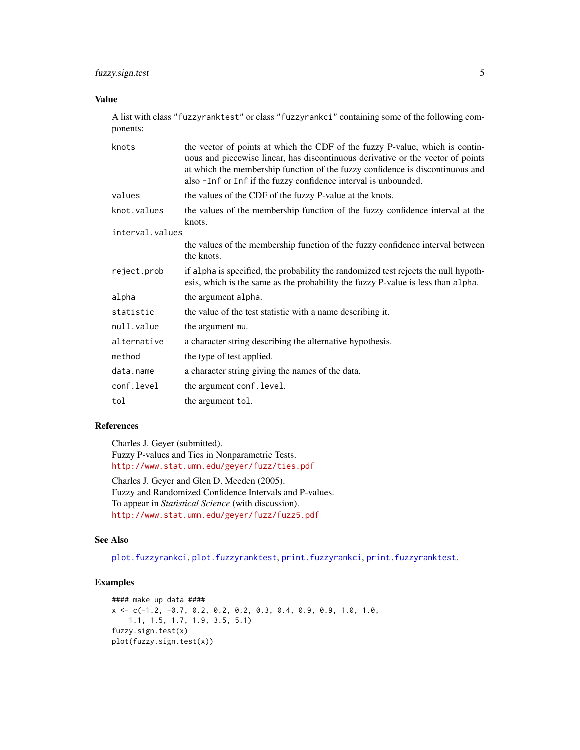## Value

A list with class `"fuzzyranktest"` or class `"fuzzyrankci"` containing some of the following components:

| | |
|---|---|
| `knots` | the vector of points at which the CDF of the fuzzy P-value, which is continuous and piecewise linear, has discontinuous derivative or the vector of points at which the membership function of the fuzzy confidence is discontinuous and also `-Inf` or `Inf` if the fuzzy confidence interval is unbounded. |
| `values` | the values of the CDF of the fuzzy P-value at the knots. |
| `knot.values` | the values of the membership function of the fuzzy confidence interval at the knots. |
| `interval.values` | the values of the membership function of the fuzzy confidence interval between the knots. |
| `reject.prob` | if `alpha` is specified, the probability the randomized test rejects the null hypothesis, which is the same as the probability the fuzzy P-value is less than `alpha`. |
| `alpha` | the argument `alpha`. |
| `statistic` | the value of the test statistic with a name describing it. |
| `null.value` | the argument `mu`. |
| `alternative` | a character string describing the alternative hypothesis. |
| `method` | the type of test applied. |
| `data.name` | a character string giving the names of the data. |
| `conf.level` | the argument `conf.level`. |
| `tol` | the argument `tol`. |

## References

Charles J. Geyer (submitted).
Fuzzy P-values and Ties in Nonparametric Tests.
http://www.stat.umn.edu/geyer/fuzz/ties.pdf

Charles J. Geyer and Glen D. Meeden (2005).
Fuzzy and Randomized Confidence Intervals and P-values.
To appear in *Statistical Science* (with discussion).
http://www.stat.umn.edu/geyer/fuzz/fuzz5.pdf

## See Also

`plot.fuzzyrankci`, `plot.fuzzyranktest`, `print.fuzzyrankci`, `print.fuzzyranktest`.

## Examples

```
#### make up data ####
x <- c(-1.2, -0.7, 0.2, 0.2, 0.2, 0.3, 0.4, 0.9, 0.9, 1.0, 1.0,
    1.1, 1.5, 1.7, 1.9, 3.5, 5.1)
fuzzy.sign.test(x)
plot(fuzzy.sign.test(x))
```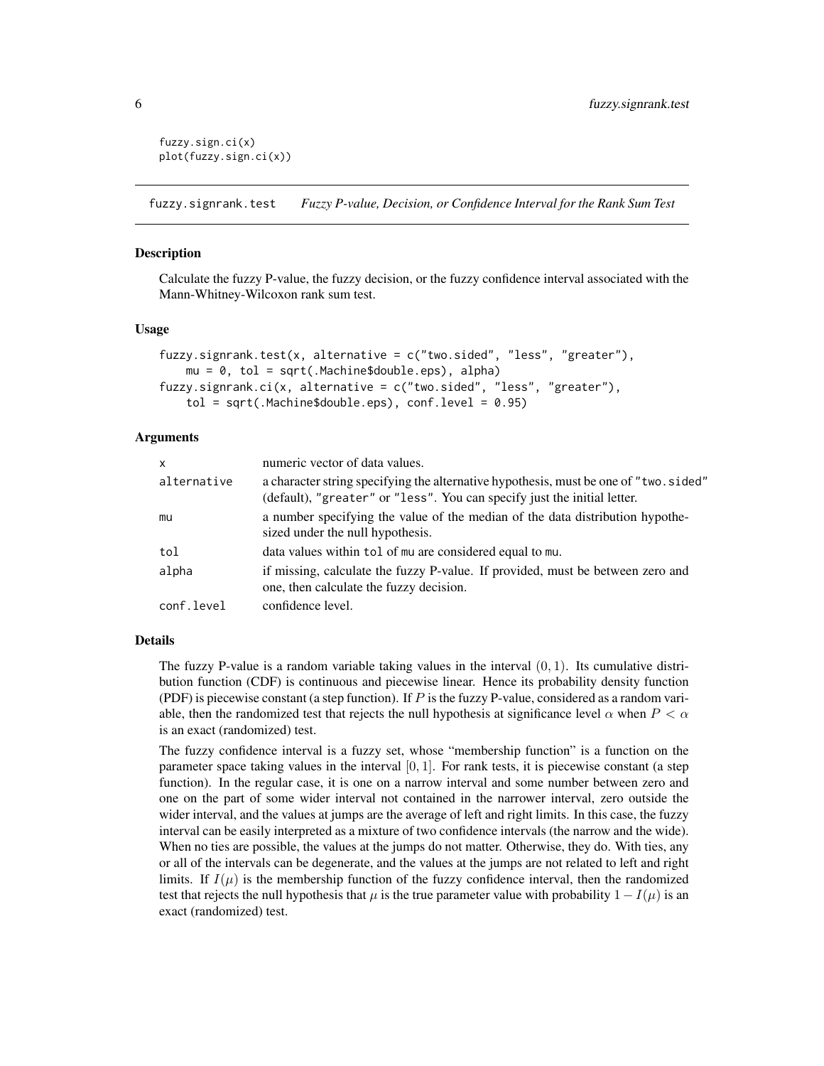```
fuzzy.sign.ci(x)
plot(fuzzy.sign.ci(x))
```

---

## fuzzy.signrank.test — *Fuzzy P-value, Decision, or Confidence Interval for the Rank Sum Test*

### Description

Calculate the fuzzy P-value, the fuzzy decision, or the fuzzy confidence interval associated with the Mann-Whitney-Wilcoxon rank sum test.

### Usage

```
fuzzy.signrank.test(x, alternative = c("two.sided", "less", "greater"),
    mu = 0, tol = sqrt(.Machine$double.eps), alpha)
fuzzy.signrank.ci(x, alternative = c("two.sided", "less", "greater"),
    tol = sqrt(.Machine$double.eps), conf.level = 0.95)
```

### Arguments

| | |
|---|---|
| `x` | numeric vector of data values. |
| `alternative` | a character string specifying the alternative hypothesis, must be one of `"two.sided"` (default), `"greater"` or `"less"`. You can specify just the initial letter. |
| `mu` | a number specifying the value of the median of the data distribution hypothesized under the null hypothesis. |
| `tol` | data values within `tol` of `mu` are considered equal to `mu`. |
| `alpha` | if missing, calculate the fuzzy P-value. If provided, must be between zero and one, then calculate the fuzzy decision. |
| `conf.level` | confidence level. |

### Details

The fuzzy P-value is a random variable taking values in the interval $(0, 1)$. Its cumulative distribution function (CDF) is continuous and piecewise linear. Hence its probability density function (PDF) is piecewise constant (a step function). If $P$ is the fuzzy P-value, considered as a random variable, then the randomized test that rejects the null hypothesis at significance level $\alpha$ when $P < \alpha$ is an exact (randomized) test.

The fuzzy confidence interval is a fuzzy set, whose "membership function" is a function on the parameter space taking values in the interval $[0, 1]$. For rank tests, it is piecewise constant (a step function). In the regular case, it is one on a narrow interval and some number between zero and one on the part of some wider interval not contained in the narrower interval, zero outside the wider interval, and the values at jumps are the average of left and right limits. In this case, the fuzzy interval can be easily interpreted as a mixture of two confidence intervals (the narrow and the wide). When no ties are possible, the values at the jumps do not matter. Otherwise, they do. With ties, any or all of the intervals can be degenerate, and the values at the jumps are not related to left and right limits. If $I(\mu)$ is the membership function of the fuzzy confidence interval, then the randomized test that rejects the null hypothesis that $\mu$ is the true parameter value with probability $1 - I(\mu)$ is an exact (randomized) test.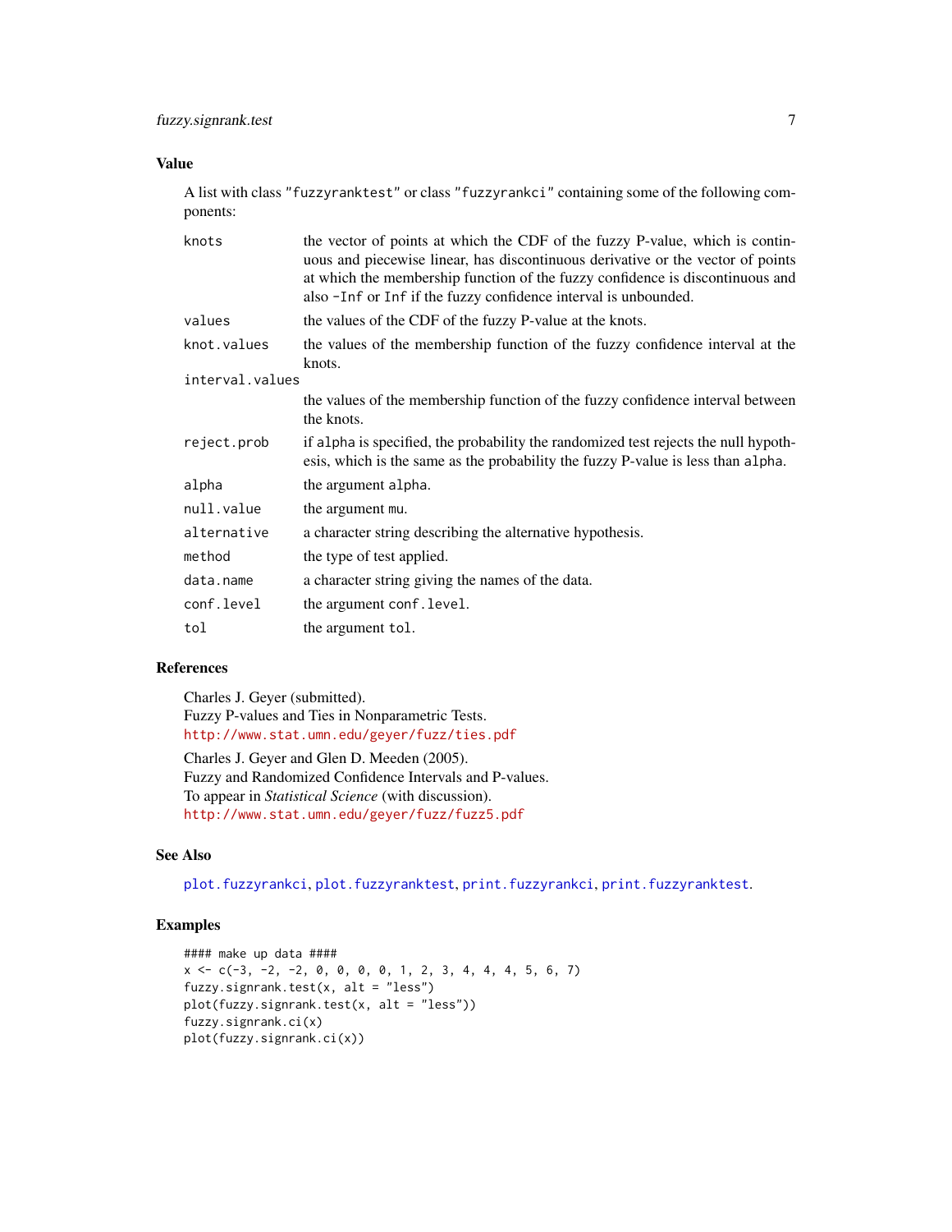## Value

A list with class `"fuzzyranktest"` or class `"fuzzyrankci"` containing some of the following components:

| | |
|---|---|
| `knots` | the vector of points at which the CDF of the fuzzy P-value, which is continuous and piecewise linear, has discontinuous derivative or the vector of points at which the membership function of the fuzzy confidence is discontinuous and also `-Inf` or `Inf` if the fuzzy confidence interval is unbounded. |
| `values` | the values of the CDF of the fuzzy P-value at the knots. |
| `knot.values` | the values of the membership function of the fuzzy confidence interval at the knots. |
| `interval.values` | the values of the membership function of the fuzzy confidence interval between the knots. |
| `reject.prob` | if `alpha` is specified, the probability the randomized test rejects the null hypothesis, which is the same as the probability the fuzzy P-value is less than `alpha`. |
| `alpha` | the argument `alpha`. |
| `null.value` | the argument `mu`. |
| `alternative` | a character string describing the alternative hypothesis. |
| `method` | the type of test applied. |
| `data.name` | a character string giving the names of the data. |
| `conf.level` | the argument `conf.level`. |
| `tol` | the argument `tol`. |

## References

Charles J. Geyer (submitted).
Fuzzy P-values and Ties in Nonparametric Tests.
http://www.stat.umn.edu/geyer/fuzz/ties.pdf

Charles J. Geyer and Glen D. Meeden (2005).
Fuzzy and Randomized Confidence Intervals and P-values.
To appear in *Statistical Science* (with discussion).
http://www.stat.umn.edu/geyer/fuzz/fuzz5.pdf

## See Also

plot.fuzzyrankci, plot.fuzzyranktest, print.fuzzyrankci, print.fuzzyranktest.

## Examples

```
#### make up data ####
x <- c(-3, -2, -2, 0, 0, 0, 0, 1, 2, 3, 4, 4, 4, 5, 6, 7)
fuzzy.signrank.test(x, alt = "less")
plot(fuzzy.signrank.test(x, alt = "less"))
fuzzy.signrank.ci(x)
plot(fuzzy.signrank.ci(x))
```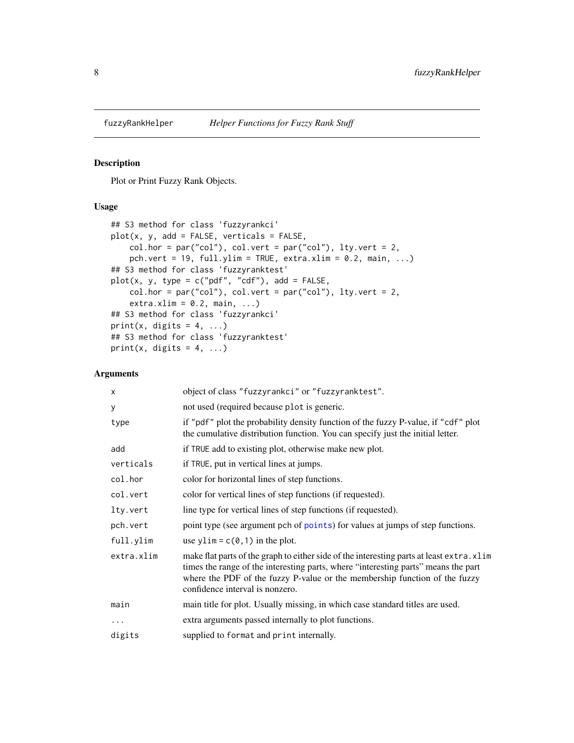fuzzyRankHelper *Helper Functions for Fuzzy Rank Stuff*

## Description

Plot or Print Fuzzy Rank Objects.

## Usage

```
## S3 method for class 'fuzzyrankci'
plot(x, y, add = FALSE, verticals = FALSE,
    col.hor = par("col"), col.vert = par("col"), lty.vert = 2,
    pch.vert = 19, full.ylim = TRUE, extra.xlim = 0.2, main, ...)
## S3 method for class 'fuzzyranktest'
plot(x, y, type = c("pdf", "cdf"), add = FALSE,
    col.hor = par("col"), col.vert = par("col"), lty.vert = 2,
    extra.xlim = 0.2, main, ...)
## S3 method for class 'fuzzyrankci'
print(x, digits = 4, ...)
## S3 method for class 'fuzzyranktest'
print(x, digits = 4, ...)
```

## Arguments

| | |
|---|---|
| `x` | object of class `"fuzzyrankci"` or `"fuzzyranktest"`. |
| `y` | not used (required because `plot` is generic. |
| `type` | if `"pdf"` plot the probability density function of the fuzzy P-value, if `"cdf"` plot the cumulative distribution function. You can specify just the initial letter. |
| `add` | if `TRUE` add to existing plot, otherwise make new plot. |
| `verticals` | if `TRUE`, put in vertical lines at jumps. |
| `col.hor` | color for horizontal lines of step functions. |
| `col.vert` | color for vertical lines of step functions (if requested). |
| `lty.vert` | line type for vertical lines of step functions (if requested). |
| `pch.vert` | point type (see argument `pch` of `points`) for values at jumps of step functions. |
| `full.ylim` | use `ylim = c(0,1)` in the plot. |
| `extra.xlim` | make flat parts of the graph to either side of the interesting parts at least `extra.xlim` times the range of the interesting parts, where "interesting parts" means the part where the PDF of the fuzzy P-value or the membership function of the fuzzy confidence interval is nonzero. |
| `main` | main title for plot. Usually missing, in which case standard titles are used. |
| `...` | extra arguments passed internally to plot functions. |
| `digits` | supplied to `format` and `print` internally. |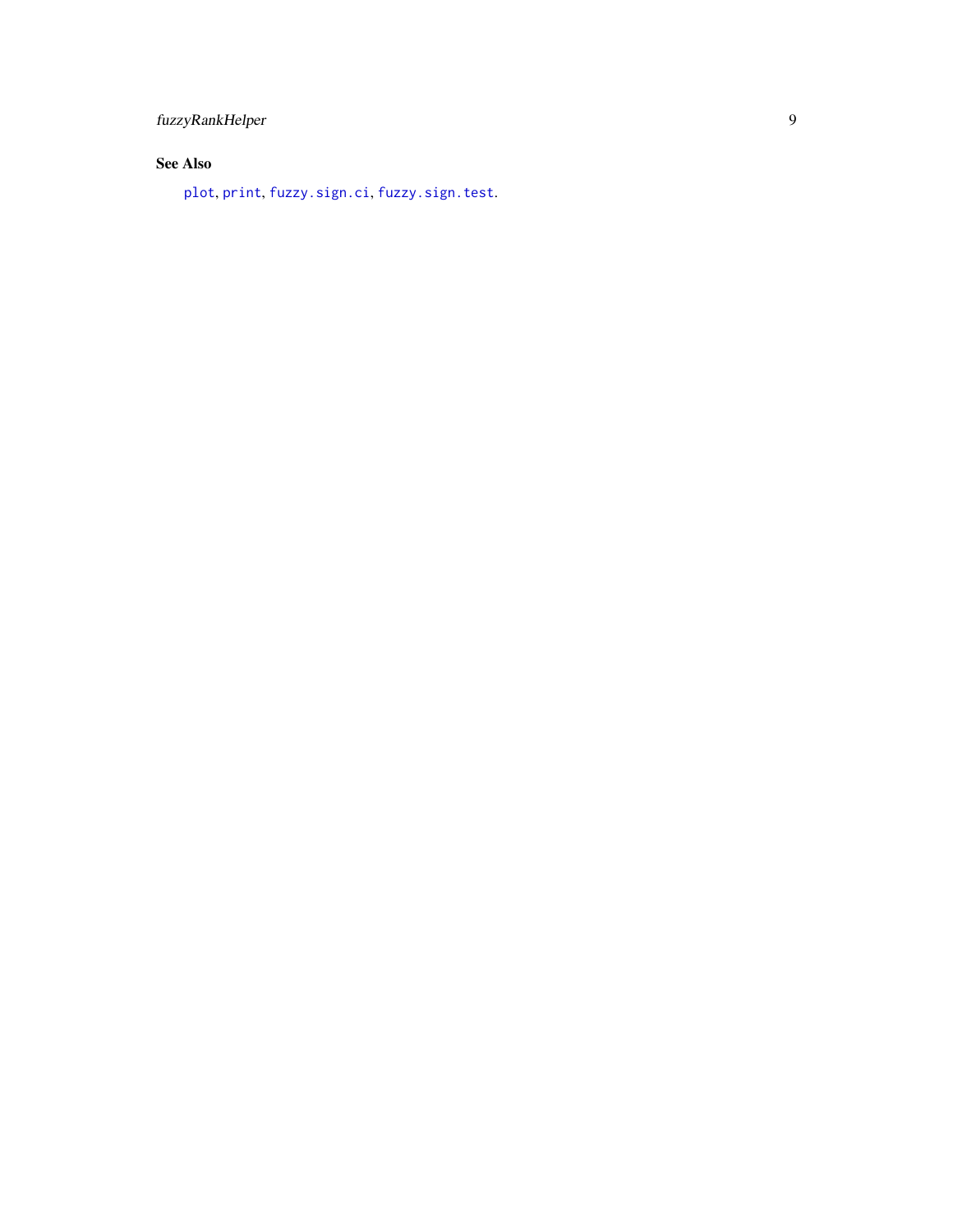### See Also

`plot`, `print`, `fuzzy.sign.ci`, `fuzzy.sign.test`.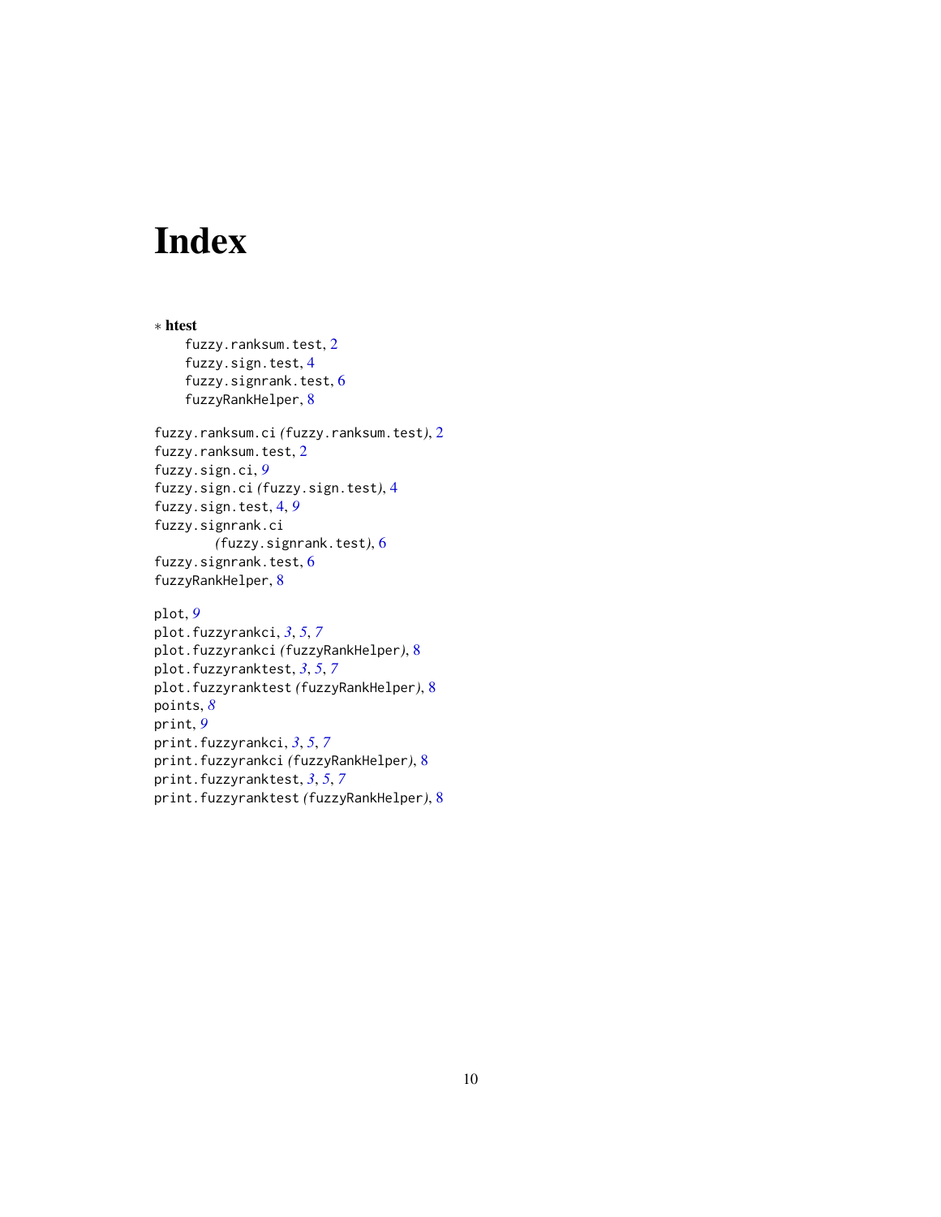# Index

∗ **htest**

fuzzy.ranksum.test, 2
fuzzy.sign.test, 4
fuzzy.signrank.test, 6
fuzzyRankHelper, 8

fuzzy.ranksum.ci *(*fuzzy.ranksum.test*)*, 2
fuzzy.ranksum.test, 2
fuzzy.sign.ci, *9*
fuzzy.sign.ci *(*fuzzy.sign.test*)*, 4
fuzzy.sign.test, 4, *9*
fuzzy.signrank.ci *(*fuzzy.signrank.test*)*, 6
fuzzy.signrank.test, 6
fuzzyRankHelper, 8

plot, *9*
plot.fuzzyrankci, *3*, *5*, *7*
plot.fuzzyrankci *(*fuzzyRankHelper*)*, 8
plot.fuzzyranktest, *3*, *5*, *7*
plot.fuzzyranktest *(*fuzzyRankHelper*)*, 8
points, *8*
print, *9*
print.fuzzyrankci, *3*, *5*, *7*
print.fuzzyrankci *(*fuzzyRankHelper*)*, 8
print.fuzzyranktest, *3*, *5*, *7*
print.fuzzyranktest *(*fuzzyRankHelper*)*, 8